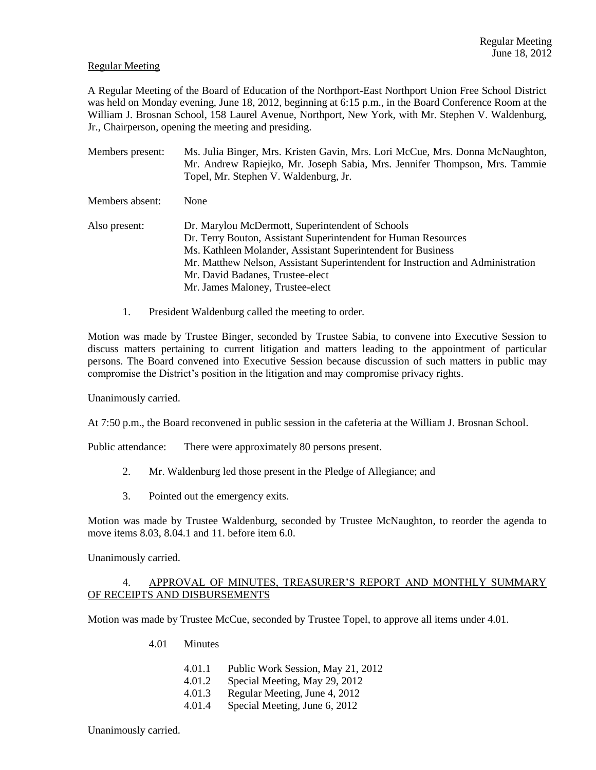Regular Meeting

A Regular Meeting of the Board of Education of the Northport-East Northport Union Free School District was held on Monday evening, June 18, 2012, beginning at 6:15 p.m., in the Board Conference Room at the William J. Brosnan School, 158 Laurel Avenue, Northport, New York, with Mr. Stephen V. Waldenburg, Jr., Chairperson, opening the meeting and presiding.

Members present: Ms. Julia Binger, Mrs. Kristen Gavin, Mrs. Lori McCue, Mrs. Donna McNaughton, Mr. Andrew Rapiejko, Mr. Joseph Sabia, Mrs. Jennifer Thompson, Mrs. Tammie Topel, Mr. Stephen V. Waldenburg, Jr.

Members absent: None

Also present: Dr. Marylou McDermott, Superintendent of Schools
Dr. Terry Bouton, Assistant Superintendent for Human Resources
Ms. Kathleen Molander, Assistant Superintendent for Business
Mr. Matthew Nelson, Assistant Superintendent for Instruction and Administration
Mr. David Badanes, Trustee-elect
Mr. James Maloney, Trustee-elect

1. President Waldenburg called the meeting to order.

Motion was made by Trustee Binger, seconded by Trustee Sabia, to convene into Executive Session to discuss matters pertaining to current litigation and matters leading to the appointment of particular persons. The Board convened into Executive Session because discussion of such matters in public may compromise the District's position in the litigation and may compromise privacy rights.

Unanimously carried.

At 7:50 p.m., the Board reconvened in public session in the cafeteria at the William J. Brosnan School.

Public attendance: There were approximately 80 persons present.

2. Mr. Waldenburg led those present in the Pledge of Allegiance; and

3. Pointed out the emergency exits.

Motion was made by Trustee Waldenburg, seconded by Trustee McNaughton, to reorder the agenda to move items 8.03, 8.04.1 and 11. before item 6.0.

Unanimously carried.

4. APPROVAL OF MINUTES, TREASURER'S REPORT AND MONTHLY SUMMARY OF RECEIPTS AND DISBURSEMENTS

Motion was made by Trustee McCue, seconded by Trustee Topel, to approve all items under 4.01.

4.01 Minutes

4.01.1 Public Work Session, May 21, 2012
4.01.2 Special Meeting, May 29, 2012
4.01.3 Regular Meeting, June 4, 2012
4.01.4 Special Meeting, June 6, 2012

Unanimously carried.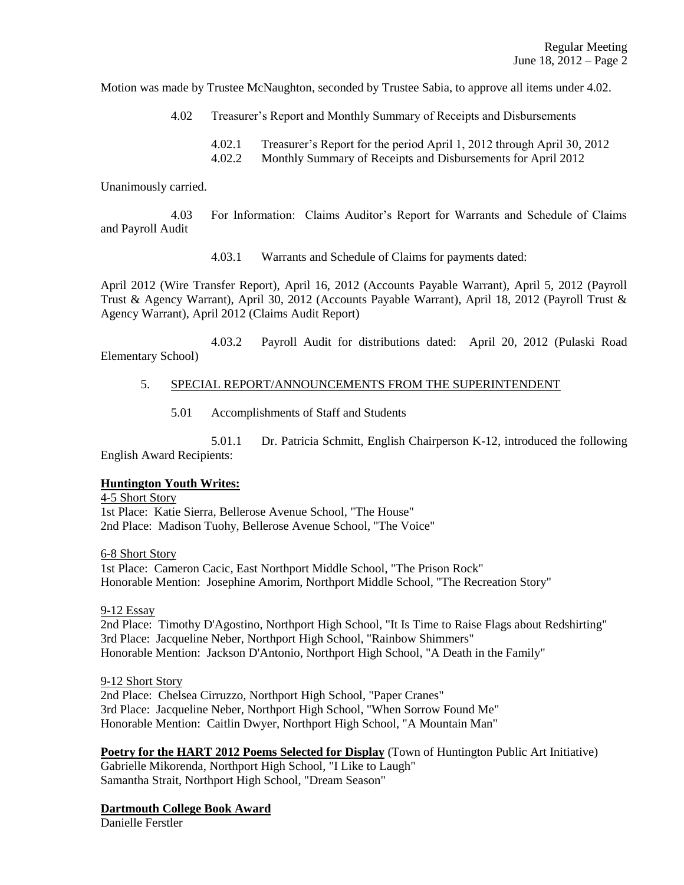Motion was made by Trustee McNaughton, seconded by Trustee Sabia, to approve all items under 4.02.

4.02 Treasurer's Report and Monthly Summary of Receipts and Disbursements

4.02.1 Treasurer's Report for the period April 1, 2012 through April 30, 2012
4.02.2 Monthly Summary of Receipts and Disbursements for April 2012

Unanimously carried.

4.03 For Information: Claims Auditor's Report for Warrants and Schedule of Claims and Payroll Audit

4.03.1 Warrants and Schedule of Claims for payments dated:

April 2012 (Wire Transfer Report), April 16, 2012 (Accounts Payable Warrant), April 5, 2012 (Payroll Trust & Agency Warrant), April 30, 2012 (Accounts Payable Warrant), April 18, 2012 (Payroll Trust & Agency Warrant), April 2012 (Claims Audit Report)

4.03.2 Payroll Audit for distributions dated: April 20, 2012 (Pulaski Road Elementary School)

5. SPECIAL REPORT/ANNOUNCEMENTS FROM THE SUPERINTENDENT

5.01 Accomplishments of Staff and Students

5.01.1 Dr. Patricia Schmitt, English Chairperson K-12, introduced the following English Award Recipients:

**Huntington Youth Writes:**

4-5 Short Story
1st Place: Katie Sierra, Bellerose Avenue School, "The House"
2nd Place: Madison Tuohy, Bellerose Avenue School, "The Voice"

6-8 Short Story
1st Place: Cameron Cacic, East Northport Middle School, "The Prison Rock"
Honorable Mention: Josephine Amorim, Northport Middle School, "The Recreation Story"

9-12 Essay
2nd Place: Timothy D'Agostino, Northport High School, "It Is Time to Raise Flags about Redshirting"
3rd Place: Jacqueline Neber, Northport High School, "Rainbow Shimmers"
Honorable Mention: Jackson D'Antonio, Northport High School, "A Death in the Family"

9-12 Short Story
2nd Place: Chelsea Cirruzzo, Northport High School, "Paper Cranes"
3rd Place: Jacqueline Neber, Northport High School, "When Sorrow Found Me"
Honorable Mention: Caitlin Dwyer, Northport High School, "A Mountain Man"

**Poetry for the HART 2012 Poems Selected for Display** (Town of Huntington Public Art Initiative)
Gabrielle Mikorenda, Northport High School, "I Like to Laugh"
Samantha Strait, Northport High School, "Dream Season"

**Dartmouth College Book Award**
Danielle Ferstler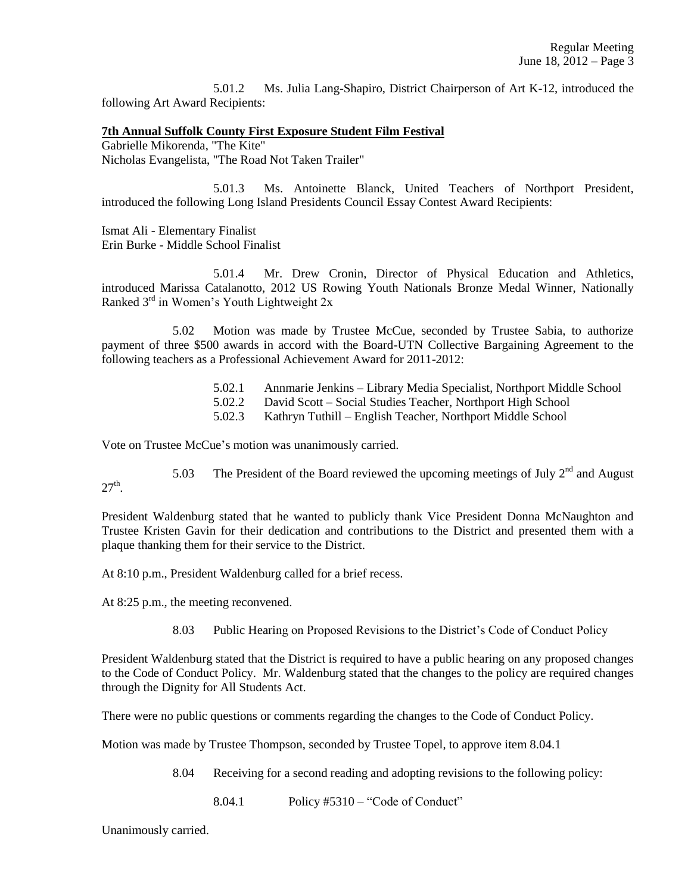5.01.2 Ms. Julia Lang-Shapiro, District Chairperson of Art K-12, introduced the following Art Award Recipients:

**7th Annual Suffolk County First Exposure Student Film Festival**

Gabrielle Mikorenda, "The Kite"
Nicholas Evangelista, "The Road Not Taken Trailer"

5.01.3 Ms. Antoinette Blanck, United Teachers of Northport President, introduced the following Long Island Presidents Council Essay Contest Award Recipients:

Ismat Ali - Elementary Finalist
Erin Burke - Middle School Finalist

5.01.4 Mr. Drew Cronin, Director of Physical Education and Athletics, introduced Marissa Catalanotto, 2012 US Rowing Youth Nationals Bronze Medal Winner, Nationally Ranked 3rd in Women's Youth Lightweight 2x

5.02 Motion was made by Trustee McCue, seconded by Trustee Sabia, to authorize payment of three $500 awards in accord with the Board-UTN Collective Bargaining Agreement to the following teachers as a Professional Achievement Award for 2011-2012:

5.02.1 Annmarie Jenkins – Library Media Specialist, Northport Middle School
5.02.2 David Scott – Social Studies Teacher, Northport High School
5.02.3 Kathryn Tuthill – English Teacher, Northport Middle School

Vote on Trustee McCue's motion was unanimously carried.

5.03 The President of the Board reviewed the upcoming meetings of July 2nd and August 27th.

President Waldenburg stated that he wanted to publicly thank Vice President Donna McNaughton and Trustee Kristen Gavin for their dedication and contributions to the District and presented them with a plaque thanking them for their service to the District.

At 8:10 p.m., President Waldenburg called for a brief recess.

At 8:25 p.m., the meeting reconvened.

8.03 Public Hearing on Proposed Revisions to the District's Code of Conduct Policy

President Waldenburg stated that the District is required to have a public hearing on any proposed changes to the Code of Conduct Policy. Mr. Waldenburg stated that the changes to the policy are required changes through the Dignity for All Students Act.

There were no public questions or comments regarding the changes to the Code of Conduct Policy.

Motion was made by Trustee Thompson, seconded by Trustee Topel, to approve item 8.04.1

8.04 Receiving for a second reading and adopting revisions to the following policy:

8.04.1 Policy #5310 – "Code of Conduct"

Unanimously carried.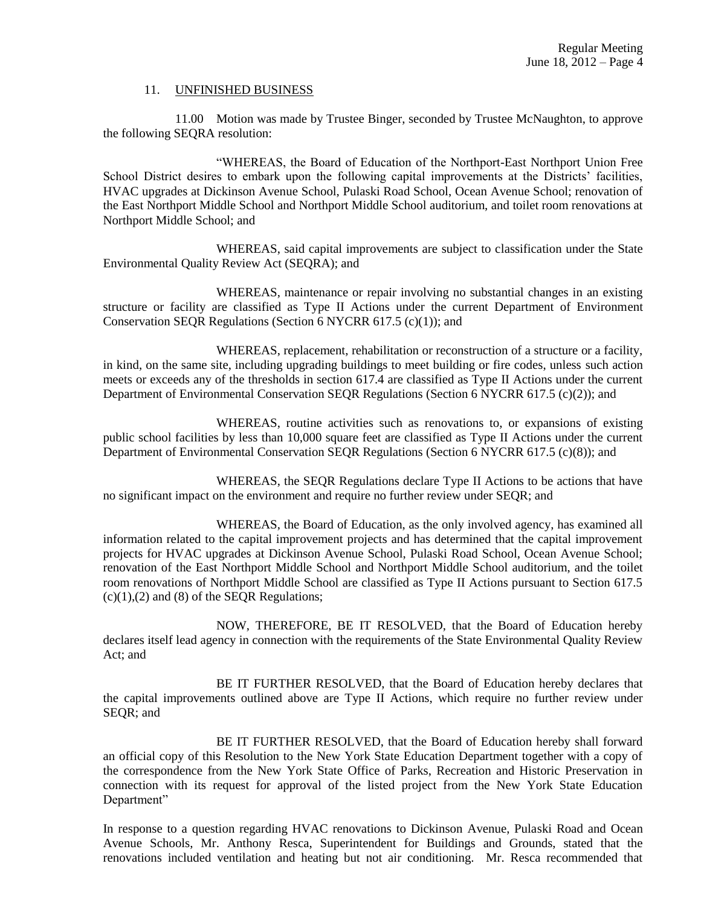## 11. UNFINISHED BUSINESS

11.00 Motion was made by Trustee Binger, seconded by Trustee McNaughton, to approve the following SEQRA resolution:

"WHEREAS, the Board of Education of the Northport-East Northport Union Free School District desires to embark upon the following capital improvements at the Districts' facilities, HVAC upgrades at Dickinson Avenue School, Pulaski Road School, Ocean Avenue School; renovation of the East Northport Middle School and Northport Middle School auditorium, and toilet room renovations at Northport Middle School; and

WHEREAS, said capital improvements are subject to classification under the State Environmental Quality Review Act (SEQRA); and

WHEREAS, maintenance or repair involving no substantial changes in an existing structure or facility are classified as Type II Actions under the current Department of Environment Conservation SEQR Regulations (Section 6 NYCRR 617.5 (c)(1)); and

WHEREAS, replacement, rehabilitation or reconstruction of a structure or a facility, in kind, on the same site, including upgrading buildings to meet building or fire codes, unless such action meets or exceeds any of the thresholds in section 617.4 are classified as Type II Actions under the current Department of Environmental Conservation SEQR Regulations (Section 6 NYCRR 617.5 (c)(2)); and

WHEREAS, routine activities such as renovations to, or expansions of existing public school facilities by less than 10,000 square feet are classified as Type II Actions under the current Department of Environmental Conservation SEQR Regulations (Section 6 NYCRR 617.5 (c)(8)); and

WHEREAS, the SEQR Regulations declare Type II Actions to be actions that have no significant impact on the environment and require no further review under SEQR; and

WHEREAS, the Board of Education, as the only involved agency, has examined all information related to the capital improvement projects and has determined that the capital improvement projects for HVAC upgrades at Dickinson Avenue School, Pulaski Road School, Ocean Avenue School; renovation of the East Northport Middle School and Northport Middle School auditorium, and the toilet room renovations of Northport Middle School are classified as Type II Actions pursuant to Section 617.5 (c)(1),(2) and (8) of the SEQR Regulations;

NOW, THEREFORE, BE IT RESOLVED, that the Board of Education hereby declares itself lead agency in connection with the requirements of the State Environmental Quality Review Act; and

BE IT FURTHER RESOLVED, that the Board of Education hereby declares that the capital improvements outlined above are Type II Actions, which require no further review under SEQR; and

BE IT FURTHER RESOLVED, that the Board of Education hereby shall forward an official copy of this Resolution to the New York State Education Department together with a copy of the correspondence from the New York State Office of Parks, Recreation and Historic Preservation in connection with its request for approval of the listed project from the New York State Education Department"

In response to a question regarding HVAC renovations to Dickinson Avenue, Pulaski Road and Ocean Avenue Schools, Mr. Anthony Resca, Superintendent for Buildings and Grounds, stated that the renovations included ventilation and heating but not air conditioning. Mr. Resca recommended that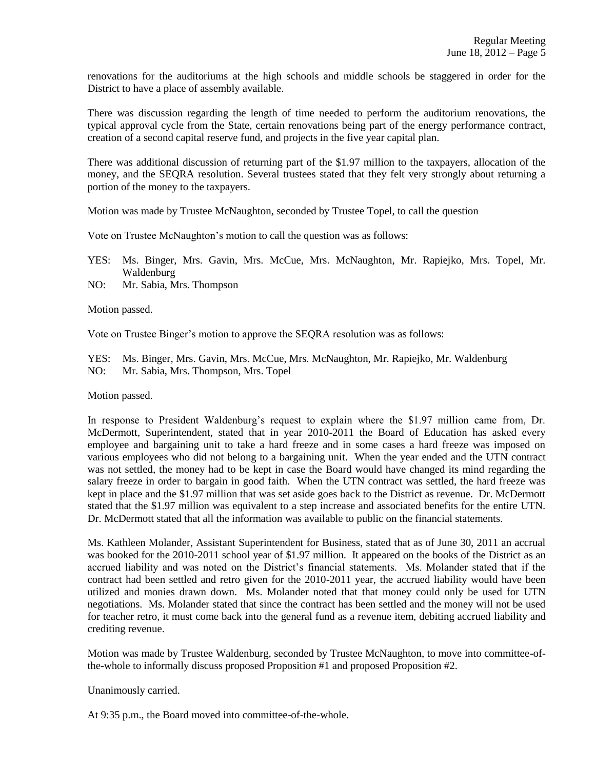renovations for the auditoriums at the high schools and middle schools be staggered in order for the District to have a place of assembly available.

There was discussion regarding the length of time needed to perform the auditorium renovations, the typical approval cycle from the State, certain renovations being part of the energy performance contract, creation of a second capital reserve fund, and projects in the five year capital plan.

There was additional discussion of returning part of the $1.97 million to the taxpayers, allocation of the money, and the SEQRA resolution. Several trustees stated that they felt very strongly about returning a portion of the money to the taxpayers.

Motion was made by Trustee McNaughton, seconded by Trustee Topel, to call the question

Vote on Trustee McNaughton's motion to call the question was as follows:

YES: Ms. Binger, Mrs. Gavin, Mrs. McCue, Mrs. McNaughton, Mr. Rapiejko, Mrs. Topel, Mr. Waldenburg
NO: Mr. Sabia, Mrs. Thompson

Motion passed.

Vote on Trustee Binger's motion to approve the SEQRA resolution was as follows:

YES: Ms. Binger, Mrs. Gavin, Mrs. McCue, Mrs. McNaughton, Mr. Rapiejko, Mr. Waldenburg
NO: Mr. Sabia, Mrs. Thompson, Mrs. Topel

Motion passed.

In response to President Waldenburg's request to explain where the $1.97 million came from, Dr. McDermott, Superintendent, stated that in year 2010-2011 the Board of Education has asked every employee and bargaining unit to take a hard freeze and in some cases a hard freeze was imposed on various employees who did not belong to a bargaining unit. When the year ended and the UTN contract was not settled, the money had to be kept in case the Board would have changed its mind regarding the salary freeze in order to bargain in good faith. When the UTN contract was settled, the hard freeze was kept in place and the $1.97 million that was set aside goes back to the District as revenue. Dr. McDermott stated that the $1.97 million was equivalent to a step increase and associated benefits for the entire UTN. Dr. McDermott stated that all the information was available to public on the financial statements.

Ms. Kathleen Molander, Assistant Superintendent for Business, stated that as of June 30, 2011 an accrual was booked for the 2010-2011 school year of $1.97 million. It appeared on the books of the District as an accrued liability and was noted on the District's financial statements. Ms. Molander stated that if the contract had been settled and retro given for the 2010-2011 year, the accrued liability would have been utilized and monies drawn down. Ms. Molander noted that that money could only be used for UTN negotiations. Ms. Molander stated that since the contract has been settled and the money will not be used for teacher retro, it must come back into the general fund as a revenue item, debiting accrued liability and crediting revenue.

Motion was made by Trustee Waldenburg, seconded by Trustee McNaughton, to move into committee-of-the-whole to informally discuss proposed Proposition #1 and proposed Proposition #2.

Unanimously carried.

At 9:35 p.m., the Board moved into committee-of-the-whole.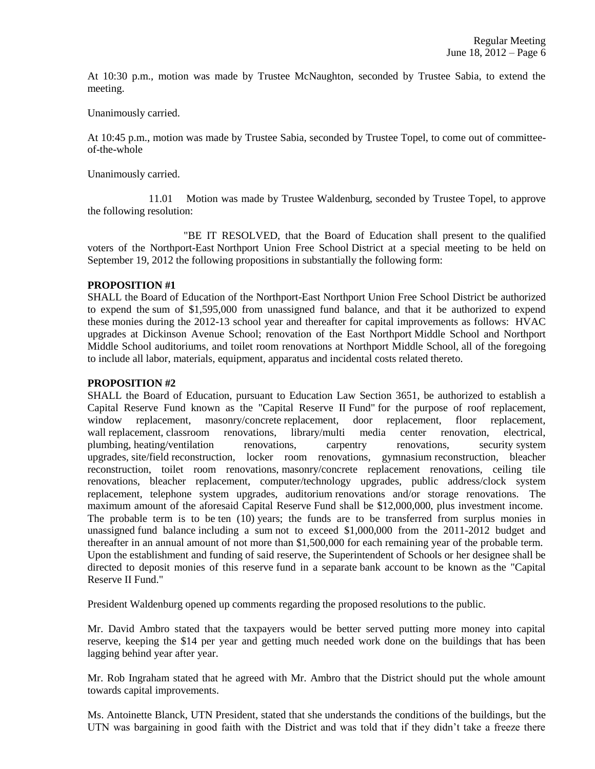At 10:30 p.m., motion was made by Trustee McNaughton, seconded by Trustee Sabia, to extend the meeting.

Unanimously carried.

At 10:45 p.m., motion was made by Trustee Sabia, seconded by Trustee Topel, to come out of committee-of-the-whole

Unanimously carried.

11.01 Motion was made by Trustee Waldenburg, seconded by Trustee Topel, to approve the following resolution:

"BE IT RESOLVED, that the Board of Education shall present to the qualified voters of the Northport-East Northport Union Free School District at a special meeting to be held on September 19, 2012 the following propositions in substantially the following form:

**PROPOSITION #1**

SHALL the Board of Education of the Northport-East Northport Union Free School District be authorized to expend the sum of $1,595,000 from unassigned fund balance, and that it be authorized to expend these monies during the 2012-13 school year and thereafter for capital improvements as follows: HVAC upgrades at Dickinson Avenue School; renovation of the East Northport Middle School and Northport Middle School auditoriums, and toilet room renovations at Northport Middle School, all of the foregoing to include all labor, materials, equipment, apparatus and incidental costs related thereto.

**PROPOSITION #2**

SHALL the Board of Education, pursuant to Education Law Section 3651, be authorized to establish a Capital Reserve Fund known as the "Capital Reserve II Fund" for the purpose of roof replacement, window replacement, masonry/concrete replacement, door replacement, floor replacement, wall replacement, classroom renovations, library/multi media center renovation, electrical, plumbing, heating/ventilation renovations, carpentry renovations, security system upgrades, site/field reconstruction, locker room renovations, gymnasium reconstruction, bleacher reconstruction, toilet room renovations, masonry/concrete replacement renovations, ceiling tile renovations, bleacher replacement, computer/technology upgrades, public address/clock system replacement, telephone system upgrades, auditorium renovations and/or storage renovations. The maximum amount of the aforesaid Capital Reserve Fund shall be $12,000,000, plus investment income. The probable term is to be ten (10) years; the funds are to be transferred from surplus monies in unassigned fund balance including a sum not to exceed $1,000,000 from the 2011-2012 budget and thereafter in an annual amount of not more than $1,500,000 for each remaining year of the probable term. Upon the establishment and funding of said reserve, the Superintendent of Schools or her designee shall be directed to deposit monies of this reserve fund in a separate bank account to be known as the "Capital Reserve II Fund."

President Waldenburg opened up comments regarding the proposed resolutions to the public.

Mr. David Ambro stated that the taxpayers would be better served putting more money into capital reserve, keeping the $14 per year and getting much needed work done on the buildings that has been lagging behind year after year.

Mr. Rob Ingraham stated that he agreed with Mr. Ambro that the District should put the whole amount towards capital improvements.

Ms. Antoinette Blanck, UTN President, stated that she understands the conditions of the buildings, but the UTN was bargaining in good faith with the District and was told that if they didn't take a freeze there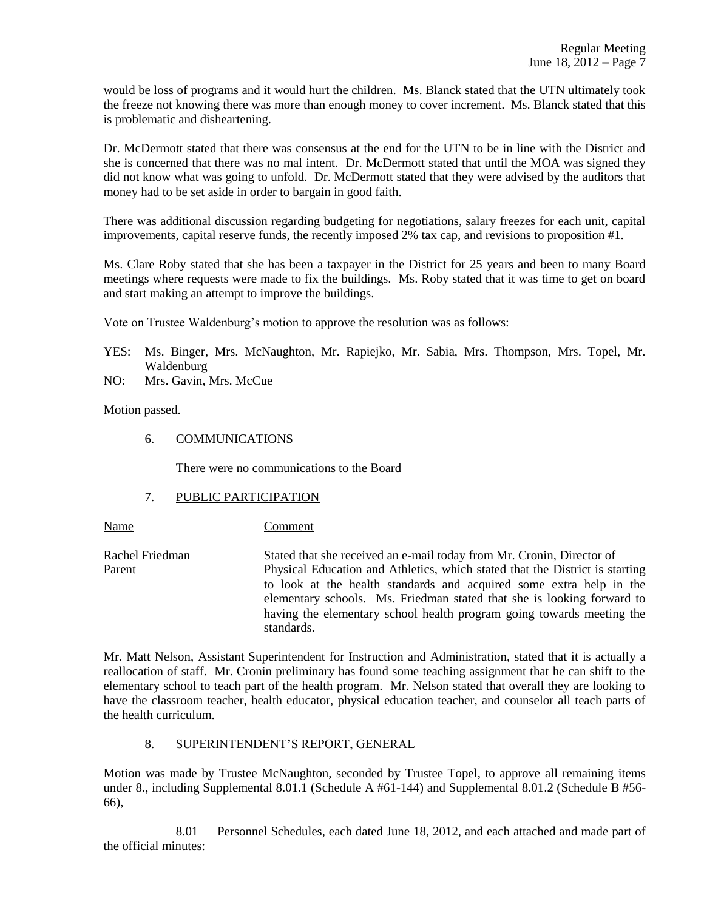would be loss of programs and it would hurt the children. Ms. Blanck stated that the UTN ultimately took the freeze not knowing there was more than enough money to cover increment. Ms. Blanck stated that this is problematic and disheartening.

Dr. McDermott stated that there was consensus at the end for the UTN to be in line with the District and she is concerned that there was no mal intent. Dr. McDermott stated that until the MOA was signed they did not know what was going to unfold. Dr. McDermott stated that they were advised by the auditors that money had to be set aside in order to bargain in good faith.

There was additional discussion regarding budgeting for negotiations, salary freezes for each unit, capital improvements, capital reserve funds, the recently imposed 2% tax cap, and revisions to proposition #1.

Ms. Clare Roby stated that she has been a taxpayer in the District for 25 years and been to many Board meetings where requests were made to fix the buildings. Ms. Roby stated that it was time to get on board and start making an attempt to improve the buildings.

Vote on Trustee Waldenburg's motion to approve the resolution was as follows:

YES: Ms. Binger, Mrs. McNaughton, Mr. Rapiejko, Mr. Sabia, Mrs. Thompson, Mrs. Topel, Mr. Waldenburg

NO: Mrs. Gavin, Mrs. McCue

Motion passed.

6. COMMUNICATIONS

There were no communications to the Board

7. PUBLIC PARTICIPATION

| Name | Comment |
|---|---|
| Rachel Friedman<br>Parent | Stated that she received an e-mail today from Mr. Cronin, Director of Physical Education and Athletics, which stated that the District is starting to look at the health standards and acquired some extra help in the elementary schools. Ms. Friedman stated that she is looking forward to having the elementary school health program going towards meeting the standards. |

Mr. Matt Nelson, Assistant Superintendent for Instruction and Administration, stated that it is actually a reallocation of staff. Mr. Cronin preliminary has found some teaching assignment that he can shift to the elementary school to teach part of the health program. Mr. Nelson stated that overall they are looking to have the classroom teacher, health educator, physical education teacher, and counselor all teach parts of the health curriculum.

8. SUPERINTENDENT'S REPORT, GENERAL

Motion was made by Trustee McNaughton, seconded by Trustee Topel, to approve all remaining items under 8., including Supplemental 8.01.1 (Schedule A #61-144) and Supplemental 8.01.2 (Schedule B #56-66),

8.01 Personnel Schedules, each dated June 18, 2012, and each attached and made part of the official minutes: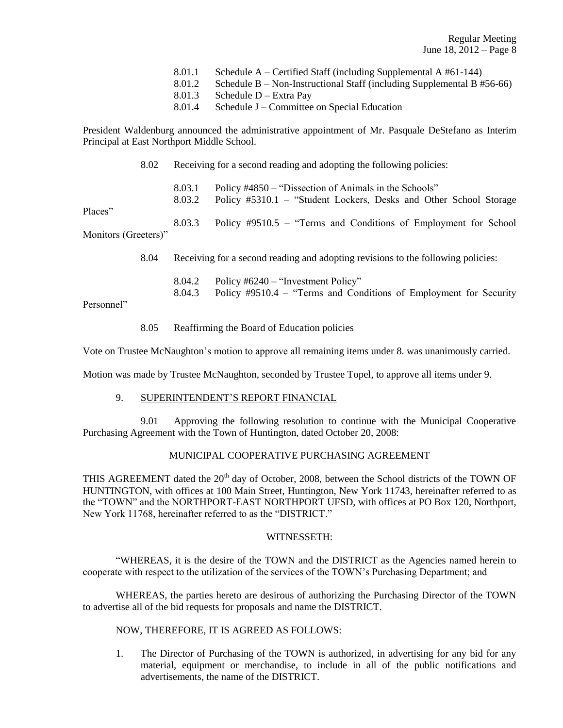8.01.1 Schedule A – Certified Staff (including Supplemental A #61-144)
8.01.2 Schedule B – Non-Instructional Staff (including Supplemental B #56-66)
8.01.3 Schedule D – Extra Pay
8.01.4 Schedule J – Committee on Special Education

President Waldenburg announced the administrative appointment of Mr. Pasquale DeStefano as Interim Principal at East Northport Middle School.

8.02 Receiving for a second reading and adopting the following policies:

8.03.1 Policy #4850 – "Dissection of Animals in the Schools"
8.03.2 Policy #5310.1 – "Student Lockers, Desks and Other School Storage Places"
8.03.3 Policy #9510.5 – "Terms and Conditions of Employment for School Monitors (Greeters)"

8.04 Receiving for a second reading and adopting revisions to the following policies:

8.04.2 Policy #6240 – "Investment Policy"
8.04.3 Policy #9510.4 – "Terms and Conditions of Employment for Security Personnel"

8.05 Reaffirming the Board of Education policies

Vote on Trustee McNaughton's motion to approve all remaining items under 8. was unanimously carried.

Motion was made by Trustee McNaughton, seconded by Trustee Topel, to approve all items under 9.

9. SUPERINTENDENT'S REPORT FINANCIAL

9.01 Approving the following resolution to continue with the Municipal Cooperative Purchasing Agreement with the Town of Huntington, dated October 20, 2008:

MUNICIPAL COOPERATIVE PURCHASING AGREEMENT

THIS AGREEMENT dated the 20th day of October, 2008, between the School districts of the TOWN OF HUNTINGTON, with offices at 100 Main Street, Huntington, New York 11743, hereinafter referred to as the "TOWN" and the NORTHPORT-EAST NORTHPORT UFSD, with offices at PO Box 120, Northport, New York 11768, hereinafter referred to as the "DISTRICT."

WITNESSETH:

"WHEREAS, it is the desire of the TOWN and the DISTRICT as the Agencies named herein to cooperate with respect to the utilization of the services of the TOWN's Purchasing Department; and

WHEREAS, the parties hereto are desirous of authorizing the Purchasing Director of the TOWN to advertise all of the bid requests for proposals and name the DISTRICT.

NOW, THEREFORE, IT IS AGREED AS FOLLOWS:

1. The Director of Purchasing of the TOWN is authorized, in advertising for any bid for any material, equipment or merchandise, to include in all of the public notifications and advertisements, the name of the DISTRICT.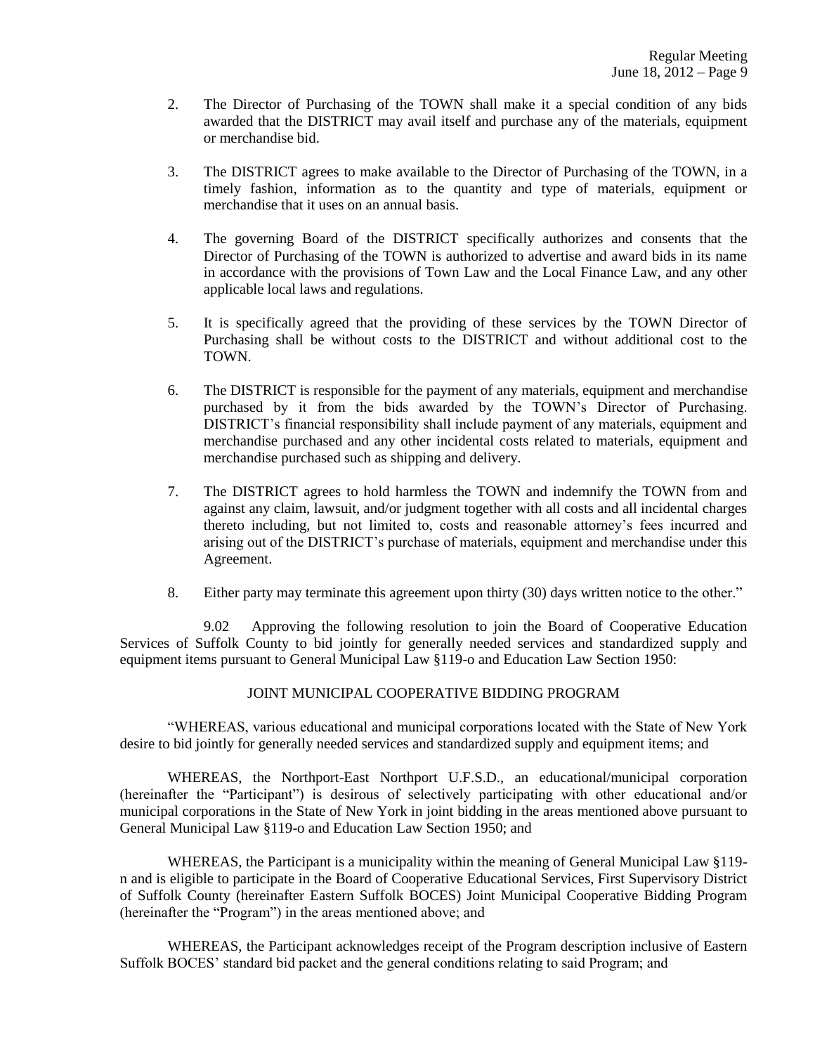2. The Director of Purchasing of the TOWN shall make it a special condition of any bids awarded that the DISTRICT may avail itself and purchase any of the materials, equipment or merchandise bid.

3. The DISTRICT agrees to make available to the Director of Purchasing of the TOWN, in a timely fashion, information as to the quantity and type of materials, equipment or merchandise that it uses on an annual basis.

4. The governing Board of the DISTRICT specifically authorizes and consents that the Director of Purchasing of the TOWN is authorized to advertise and award bids in its name in accordance with the provisions of Town Law and the Local Finance Law, and any other applicable local laws and regulations.

5. It is specifically agreed that the providing of these services by the TOWN Director of Purchasing shall be without costs to the DISTRICT and without additional cost to the TOWN.

6. The DISTRICT is responsible for the payment of any materials, equipment and merchandise purchased by it from the bids awarded by the TOWN's Director of Purchasing. DISTRICT's financial responsibility shall include payment of any materials, equipment and merchandise purchased and any other incidental costs related to materials, equipment and merchandise purchased such as shipping and delivery.

7. The DISTRICT agrees to hold harmless the TOWN and indemnify the TOWN from and against any claim, lawsuit, and/or judgment together with all costs and all incidental charges thereto including, but not limited to, costs and reasonable attorney's fees incurred and arising out of the DISTRICT's purchase of materials, equipment and merchandise under this Agreement.

8. Either party may terminate this agreement upon thirty (30) days written notice to the other."

9.02 Approving the following resolution to join the Board of Cooperative Education Services of Suffolk County to bid jointly for generally needed services and standardized supply and equipment items pursuant to General Municipal Law §119-o and Education Law Section 1950:

JOINT MUNICIPAL COOPERATIVE BIDDING PROGRAM

"WHEREAS, various educational and municipal corporations located with the State of New York desire to bid jointly for generally needed services and standardized supply and equipment items; and

WHEREAS, the Northport-East Northport U.F.S.D., an educational/municipal corporation (hereinafter the "Participant") is desirous of selectively participating with other educational and/or municipal corporations in the State of New York in joint bidding in the areas mentioned above pursuant to General Municipal Law §119-o and Education Law Section 1950; and

WHEREAS, the Participant is a municipality within the meaning of General Municipal Law §119-n and is eligible to participate in the Board of Cooperative Educational Services, First Supervisory District of Suffolk County (hereinafter Eastern Suffolk BOCES) Joint Municipal Cooperative Bidding Program (hereinafter the "Program") in the areas mentioned above; and

WHEREAS, the Participant acknowledges receipt of the Program description inclusive of Eastern Suffolk BOCES' standard bid packet and the general conditions relating to said Program; and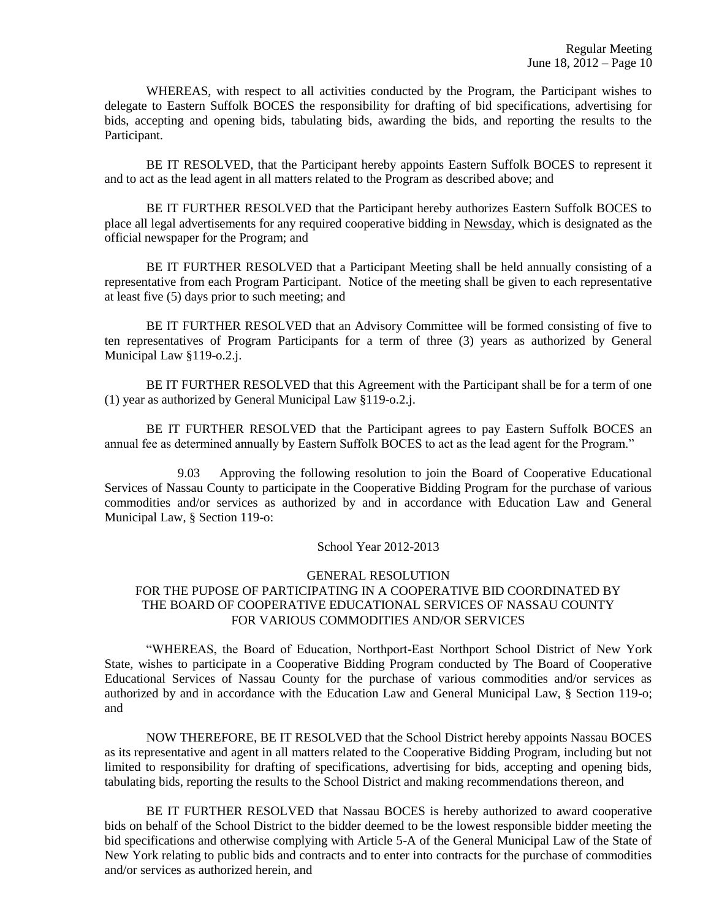WHEREAS, with respect to all activities conducted by the Program, the Participant wishes to delegate to Eastern Suffolk BOCES the responsibility for drafting of bid specifications, advertising for bids, accepting and opening bids, tabulating bids, awarding the bids, and reporting the results to the Participant.

BE IT RESOLVED, that the Participant hereby appoints Eastern Suffolk BOCES to represent it and to act as the lead agent in all matters related to the Program as described above; and

BE IT FURTHER RESOLVED that the Participant hereby authorizes Eastern Suffolk BOCES to place all legal advertisements for any required cooperative bidding in Newsday, which is designated as the official newspaper for the Program; and

BE IT FURTHER RESOLVED that a Participant Meeting shall be held annually consisting of a representative from each Program Participant. Notice of the meeting shall be given to each representative at least five (5) days prior to such meeting; and

BE IT FURTHER RESOLVED that an Advisory Committee will be formed consisting of five to ten representatives of Program Participants for a term of three (3) years as authorized by General Municipal Law §119-o.2.j.

BE IT FURTHER RESOLVED that this Agreement with the Participant shall be for a term of one (1) year as authorized by General Municipal Law §119-o.2.j.

BE IT FURTHER RESOLVED that the Participant agrees to pay Eastern Suffolk BOCES an annual fee as determined annually by Eastern Suffolk BOCES to act as the lead agent for the Program."

9.03 Approving the following resolution to join the Board of Cooperative Educational Services of Nassau County to participate in the Cooperative Bidding Program for the purchase of various commodities and/or services as authorized by and in accordance with Education Law and General Municipal Law, § Section 119-o:

School Year 2012-2013

GENERAL RESOLUTION
FOR THE PUPOSE OF PARTICIPATING IN A COOPERATIVE BID COORDINATED BY THE BOARD OF COOPERATIVE EDUCATIONAL SERVICES OF NASSAU COUNTY FOR VARIOUS COMMODITIES AND/OR SERVICES

"WHEREAS, the Board of Education, Northport-East Northport School District of New York State, wishes to participate in a Cooperative Bidding Program conducted by The Board of Cooperative Educational Services of Nassau County for the purchase of various commodities and/or services as authorized by and in accordance with the Education Law and General Municipal Law, § Section 119-o; and

NOW THEREFORE, BE IT RESOLVED that the School District hereby appoints Nassau BOCES as its representative and agent in all matters related to the Cooperative Bidding Program, including but not limited to responsibility for drafting of specifications, advertising for bids, accepting and opening bids, tabulating bids, reporting the results to the School District and making recommendations thereon, and

BE IT FURTHER RESOLVED that Nassau BOCES is hereby authorized to award cooperative bids on behalf of the School District to the bidder deemed to be the lowest responsible bidder meeting the bid specifications and otherwise complying with Article 5-A of the General Municipal Law of the State of New York relating to public bids and contracts and to enter into contracts for the purchase of commodities and/or services as authorized herein, and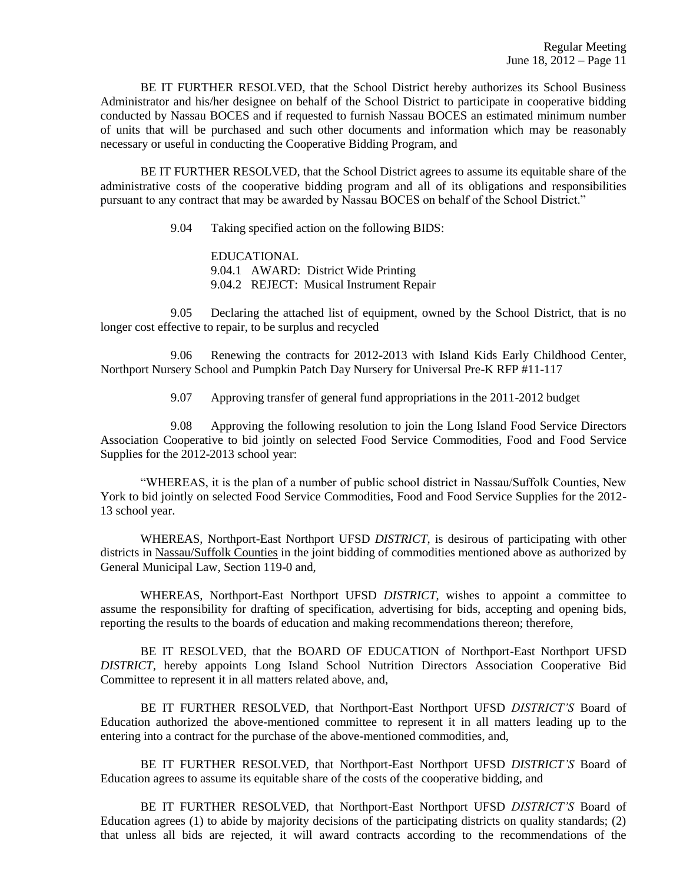BE IT FURTHER RESOLVED, that the School District hereby authorizes its School Business Administrator and his/her designee on behalf of the School District to participate in cooperative bidding conducted by Nassau BOCES and if requested to furnish Nassau BOCES an estimated minimum number of units that will be purchased and such other documents and information which may be reasonably necessary or useful in conducting the Cooperative Bidding Program, and

BE IT FURTHER RESOLVED, that the School District agrees to assume its equitable share of the administrative costs of the cooperative bidding program and all of its obligations and responsibilities pursuant to any contract that may be awarded by Nassau BOCES on behalf of the School District."

9.04 Taking specified action on the following BIDS:

EDUCATIONAL
9.04.1 AWARD: District Wide Printing
9.04.2 REJECT: Musical Instrument Repair

9.05 Declaring the attached list of equipment, owned by the School District, that is no longer cost effective to repair, to be surplus and recycled

9.06 Renewing the contracts for 2012-2013 with Island Kids Early Childhood Center, Northport Nursery School and Pumpkin Patch Day Nursery for Universal Pre-K RFP #11-117

9.07 Approving transfer of general fund appropriations in the 2011-2012 budget

9.08 Approving the following resolution to join the Long Island Food Service Directors Association Cooperative to bid jointly on selected Food Service Commodities, Food and Food Service Supplies for the 2012-2013 school year:

"WHEREAS, it is the plan of a number of public school district in Nassau/Suffolk Counties, New York to bid jointly on selected Food Service Commodities, Food and Food Service Supplies for the 2012-13 school year.

WHEREAS, Northport-East Northport UFSD *DISTRICT*, is desirous of participating with other districts in Nassau/Suffolk Counties in the joint bidding of commodities mentioned above as authorized by General Municipal Law, Section 119-0 and,

WHEREAS, Northport-East Northport UFSD *DISTRICT*, wishes to appoint a committee to assume the responsibility for drafting of specification, advertising for bids, accepting and opening bids, reporting the results to the boards of education and making recommendations thereon; therefore,

BE IT RESOLVED, that the BOARD OF EDUCATION of Northport-East Northport UFSD *DISTRICT*, hereby appoints Long Island School Nutrition Directors Association Cooperative Bid Committee to represent it in all matters related above, and,

BE IT FURTHER RESOLVED, that Northport-East Northport UFSD *DISTRICT'S* Board of Education authorized the above-mentioned committee to represent it in all matters leading up to the entering into a contract for the purchase of the above-mentioned commodities, and,

BE IT FURTHER RESOLVED, that Northport-East Northport UFSD *DISTRICT'S* Board of Education agrees to assume its equitable share of the costs of the cooperative bidding, and

BE IT FURTHER RESOLVED, that Northport-East Northport UFSD *DISTRICT'S* Board of Education agrees (1) to abide by majority decisions of the participating districts on quality standards; (2) that unless all bids are rejected, it will award contracts according to the recommendations of the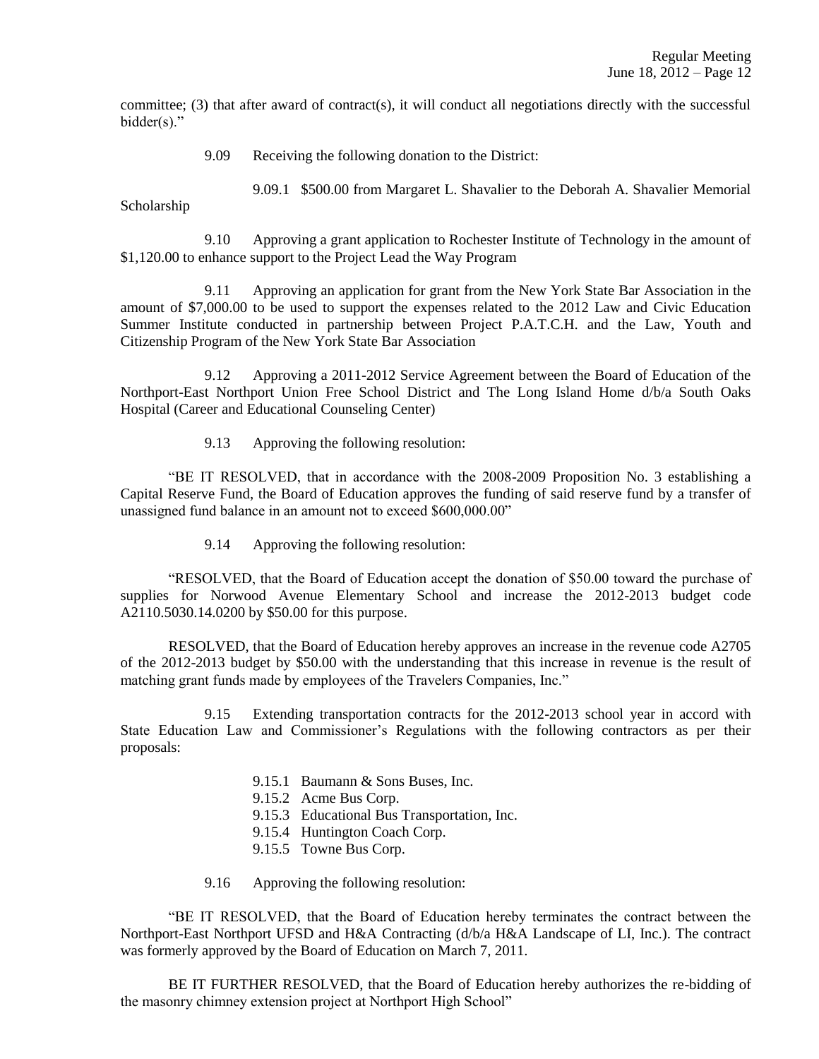committee; (3) that after award of contract(s), it will conduct all negotiations directly with the successful bidder(s)."

9.09 Receiving the following donation to the District:

9.09.1 $500.00 from Margaret L. Shavalier to the Deborah A. Shavalier Memorial Scholarship

9.10 Approving a grant application to Rochester Institute of Technology in the amount of $1,120.00 to enhance support to the Project Lead the Way Program

9.11 Approving an application for grant from the New York State Bar Association in the amount of $7,000.00 to be used to support the expenses related to the 2012 Law and Civic Education Summer Institute conducted in partnership between Project P.A.T.C.H. and the Law, Youth and Citizenship Program of the New York State Bar Association

9.12 Approving a 2011-2012 Service Agreement between the Board of Education of the Northport-East Northport Union Free School District and The Long Island Home d/b/a South Oaks Hospital (Career and Educational Counseling Center)

9.13 Approving the following resolution:

"BE IT RESOLVED, that in accordance with the 2008-2009 Proposition No. 3 establishing a Capital Reserve Fund, the Board of Education approves the funding of said reserve fund by a transfer of unassigned fund balance in an amount not to exceed $600,000.00"

9.14 Approving the following resolution:

"RESOLVED, that the Board of Education accept the donation of $50.00 toward the purchase of supplies for Norwood Avenue Elementary School and increase the 2012-2013 budget code A2110.5030.14.0200 by $50.00 for this purpose.

RESOLVED, that the Board of Education hereby approves an increase in the revenue code A2705 of the 2012-2013 budget by $50.00 with the understanding that this increase in revenue is the result of matching grant funds made by employees of the Travelers Companies, Inc."

9.15 Extending transportation contracts for the 2012-2013 school year in accord with State Education Law and Commissioner's Regulations with the following contractors as per their proposals:

9.15.1 Baumann & Sons Buses, Inc.
9.15.2 Acme Bus Corp.
9.15.3 Educational Bus Transportation, Inc.
9.15.4 Huntington Coach Corp.
9.15.5 Towne Bus Corp.

9.16 Approving the following resolution:

"BE IT RESOLVED, that the Board of Education hereby terminates the contract between the Northport-East Northport UFSD and H&A Contracting (d/b/a H&A Landscape of LI, Inc.). The contract was formerly approved by the Board of Education on March 7, 2011.

BE IT FURTHER RESOLVED, that the Board of Education hereby authorizes the re-bidding of the masonry chimney extension project at Northport High School"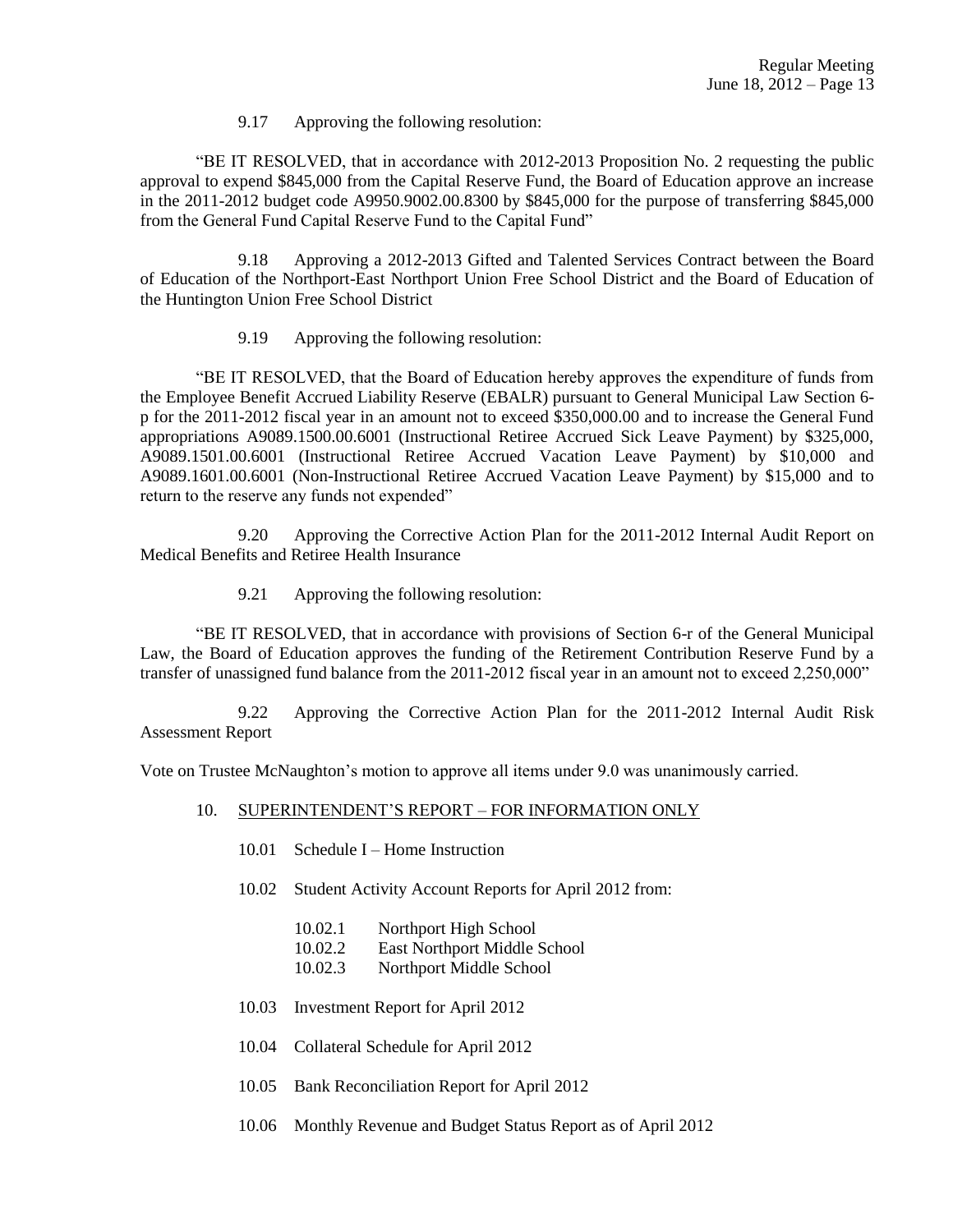9.17 Approving the following resolution:

"BE IT RESOLVED, that in accordance with 2012-2013 Proposition No. 2 requesting the public approval to expend $845,000 from the Capital Reserve Fund, the Board of Education approve an increase in the 2011-2012 budget code A9950.9002.00.8300 by $845,000 for the purpose of transferring $845,000 from the General Fund Capital Reserve Fund to the Capital Fund"

9.18 Approving a 2012-2013 Gifted and Talented Services Contract between the Board of Education of the Northport-East Northport Union Free School District and the Board of Education of the Huntington Union Free School District

9.19 Approving the following resolution:

"BE IT RESOLVED, that the Board of Education hereby approves the expenditure of funds from the Employee Benefit Accrued Liability Reserve (EBALR) pursuant to General Municipal Law Section 6-p for the 2011-2012 fiscal year in an amount not to exceed $350,000.00 and to increase the General Fund appropriations A9089.1500.00.6001 (Instructional Retiree Accrued Sick Leave Payment) by $325,000, A9089.1501.00.6001 (Instructional Retiree Accrued Vacation Leave Payment) by $10,000 and A9089.1601.00.6001 (Non-Instructional Retiree Accrued Vacation Leave Payment) by $15,000 and to return to the reserve any funds not expended"

9.20 Approving the Corrective Action Plan for the 2011-2012 Internal Audit Report on Medical Benefits and Retiree Health Insurance

9.21 Approving the following resolution:

"BE IT RESOLVED, that in accordance with provisions of Section 6-r of the General Municipal Law, the Board of Education approves the funding of the Retirement Contribution Reserve Fund by a transfer of unassigned fund balance from the 2011-2012 fiscal year in an amount not to exceed 2,250,000"

9.22 Approving the Corrective Action Plan for the 2011-2012 Internal Audit Risk Assessment Report

Vote on Trustee McNaughton's motion to approve all items under 9.0 was unanimously carried.

10. <u>SUPERINTENDENT'S REPORT – FOR INFORMATION ONLY</u>

10.01 Schedule I – Home Instruction

10.02 Student Activity Account Reports for April 2012 from:

10.02.1 Northport High School
10.02.2 East Northport Middle School
10.02.3 Northport Middle School

10.03 Investment Report for April 2012

10.04 Collateral Schedule for April 2012

10.05 Bank Reconciliation Report for April 2012

10.06 Monthly Revenue and Budget Status Report as of April 2012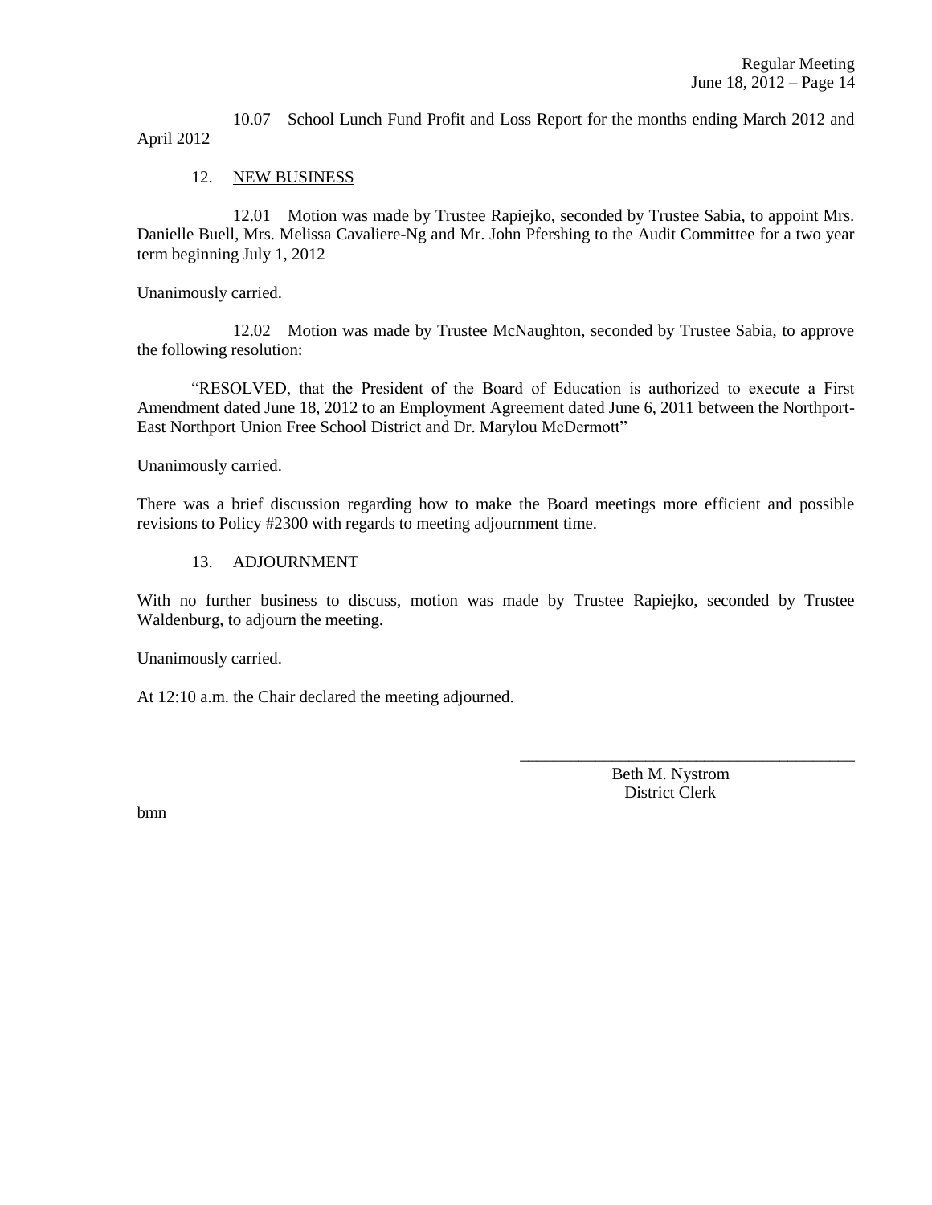10.07 School Lunch Fund Profit and Loss Report for the months ending March 2012 and April 2012

12. NEW BUSINESS

12.01 Motion was made by Trustee Rapiejko, seconded by Trustee Sabia, to appoint Mrs. Danielle Buell, Mrs. Melissa Cavaliere-Ng and Mr. John Pfershing to the Audit Committee for a two year term beginning July 1, 2012

Unanimously carried.

12.02 Motion was made by Trustee McNaughton, seconded by Trustee Sabia, to approve the following resolution:

"RESOLVED, that the President of the Board of Education is authorized to execute a First Amendment dated June 18, 2012 to an Employment Agreement dated June 6, 2011 between the Northport-East Northport Union Free School District and Dr. Marylou McDermott"

Unanimously carried.

There was a brief discussion regarding how to make the Board meetings more efficient and possible revisions to Policy #2300 with regards to meeting adjournment time.

13. ADJOURNMENT

With no further business to discuss, motion was made by Trustee Rapiejko, seconded by Trustee Waldenburg, to adjourn the meeting.

Unanimously carried.

At 12:10 a.m. the Chair declared the meeting adjourned.

\_\_\_\_\_\_\_\_\_\_\_\_\_\_\_\_\_\_\_\_\_\_\_\_\_\_\_\_\_\_\_\_\_\_\_\_\_\_\_\_

Beth M. Nystrom
District Clerk

bmn